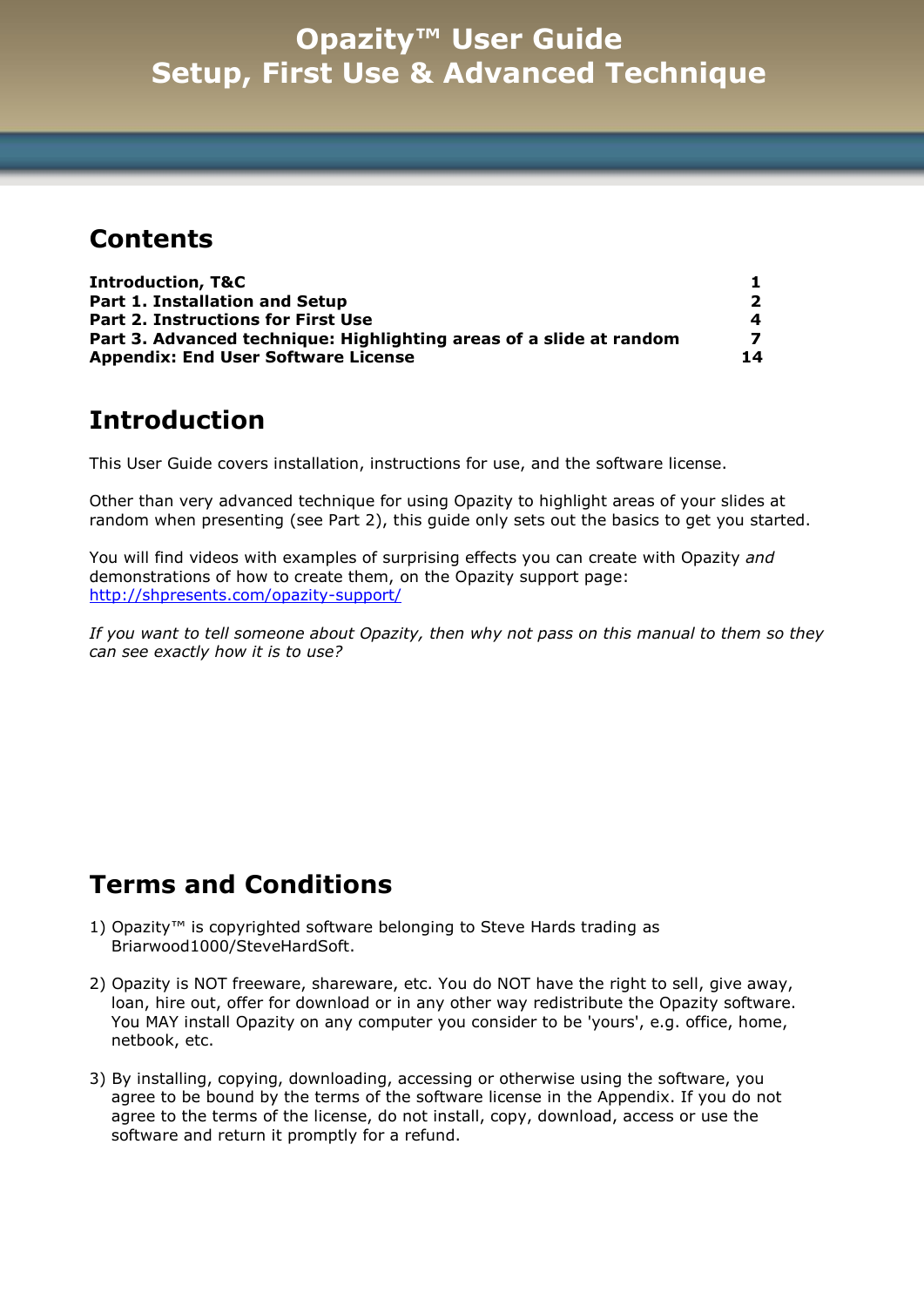# Opazity™ User Guide
# Setup, First Use & Advanced Technique

## Contents

| | |
|---|---|
| **Introduction, T&C** | **1** |
| **Part 1. Installation and Setup** | **2** |
| **Part 2. Instructions for First Use** | **4** |
| **Part 3. Advanced technique: Highlighting areas of a slide at random** | **7** |
| **Appendix: End User Software License** | **14** |

## Introduction

This User Guide covers installation, instructions for use, and the software license.

Other than very advanced technique for using Opazity to highlight areas of your slides at random when presenting (see Part 2), this guide only sets out the basics to get you started.

You will find videos with examples of surprising effects you can create with Opazity *and* demonstrations of how to create them, on the Opazity support page: [http://shpresents.com/opazity-support/](http://shpresents.com/opazity-support/)

*If you want to tell someone about Opazity, then why not pass on this manual to them so they can see exactly how it is to use?*

## Terms and Conditions

1) Opazity™ is copyrighted software belonging to Steve Hards trading as Briarwood1000/SteveHardSoft.

2) Opazity is NOT freeware, shareware, etc. You do NOT have the right to sell, give away, loan, hire out, offer for download or in any other way redistribute the Opazity software. You MAY install Opazity on any computer you consider to be 'yours', e.g. office, home, netbook, etc.

3) By installing, copying, downloading, accessing or otherwise using the software, you agree to be bound by the terms of the software license in the Appendix. If you do not agree to the terms of the license, do not install, copy, download, access or use the software and return it promptly for a refund.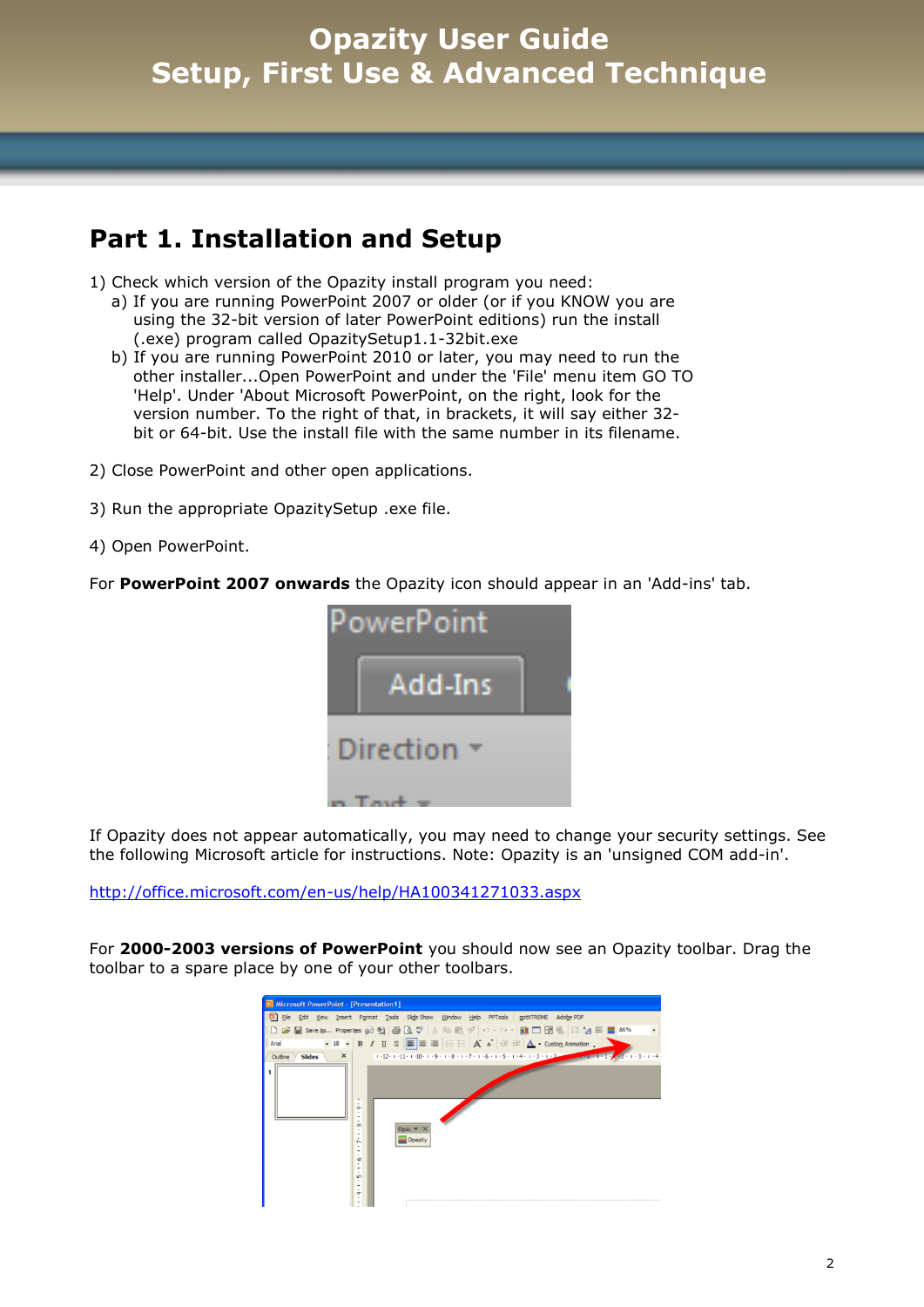## Part 1. Installation and Setup

1) Check which version of the Opazity install program you need:
   a) If you are running PowerPoint 2007 or older (or if you KNOW you are using the 32-bit version of later PowerPoint editions) run the install (.exe) program called OpazitySetup1.1-32bit.exe
   b) If you are running PowerPoint 2010 or later, you may need to run the other installer...Open PowerPoint and under the 'File' menu item GO TO 'Help'. Under 'About Microsoft PowerPoint, on the right, look for the version number. To the right of that, in brackets, it will say either 32-bit or 64-bit. Use the install file with the same number in its filename.

2) Close PowerPoint and other open applications.

3) Run the appropriate OpazitySetup .exe file.

4) Open PowerPoint.

For **PowerPoint 2007 onwards** the Opazity icon should appear in an 'Add-ins' tab.

If Opazity does not appear automatically, you may need to change your security settings. See the following Microsoft article for instructions. Note: Opazity is an 'unsigned COM add-in'.

http://office.microsoft.com/en-us/help/HA100341271033.aspx

For **2000-2003 versions of PowerPoint** you should now see an Opazity toolbar. Drag the toolbar to a spare place by one of your other toolbars.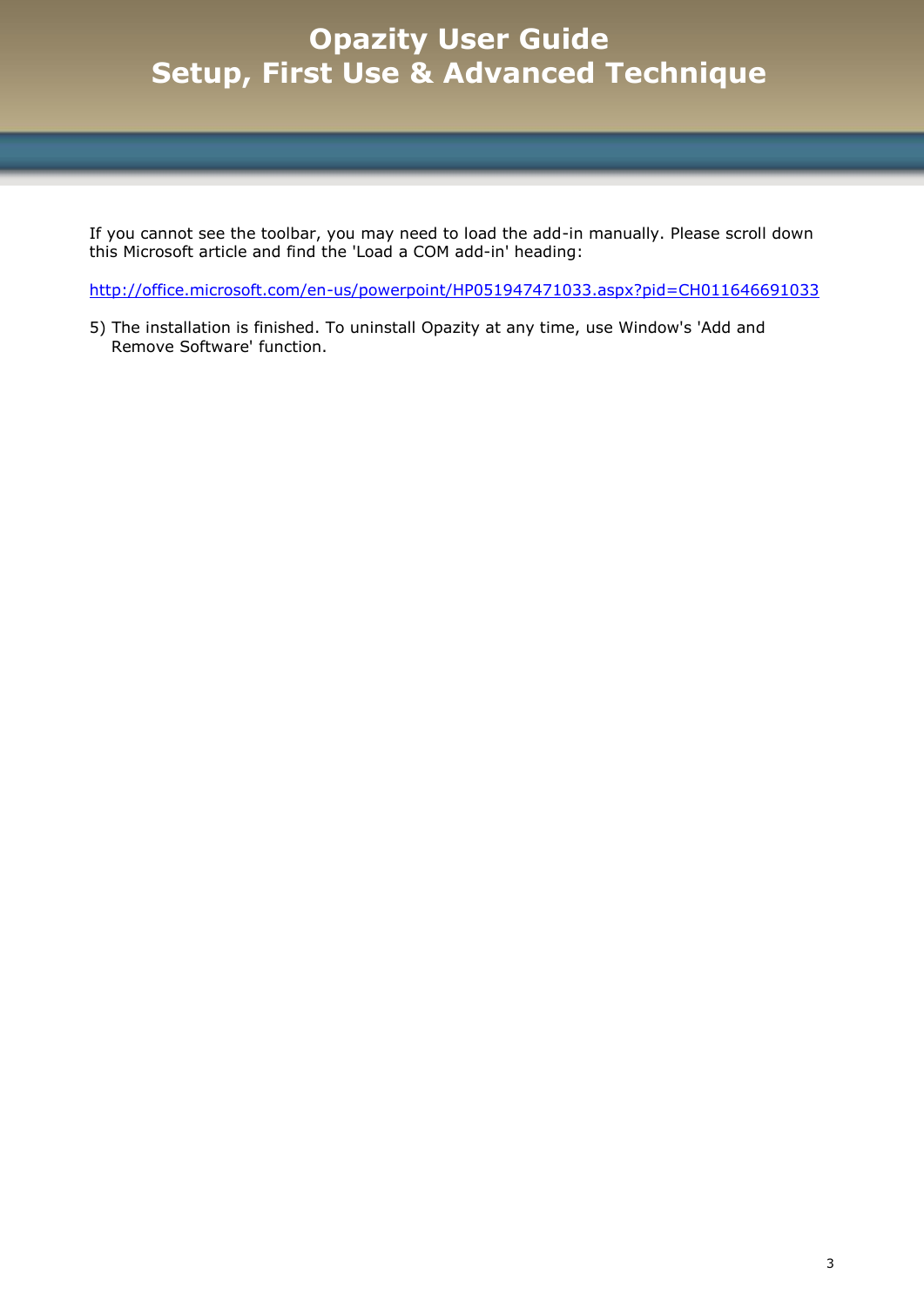If you cannot see the toolbar, you may need to load the add-in manually. Please scroll down this Microsoft article and find the 'Load a COM add-in' heading:

http://office.microsoft.com/en-us/powerpoint/HP051947471033.aspx?pid=CH011646691033

5) The installation is finished. To uninstall Opazity at any time, use Window's 'Add and Remove Software' function.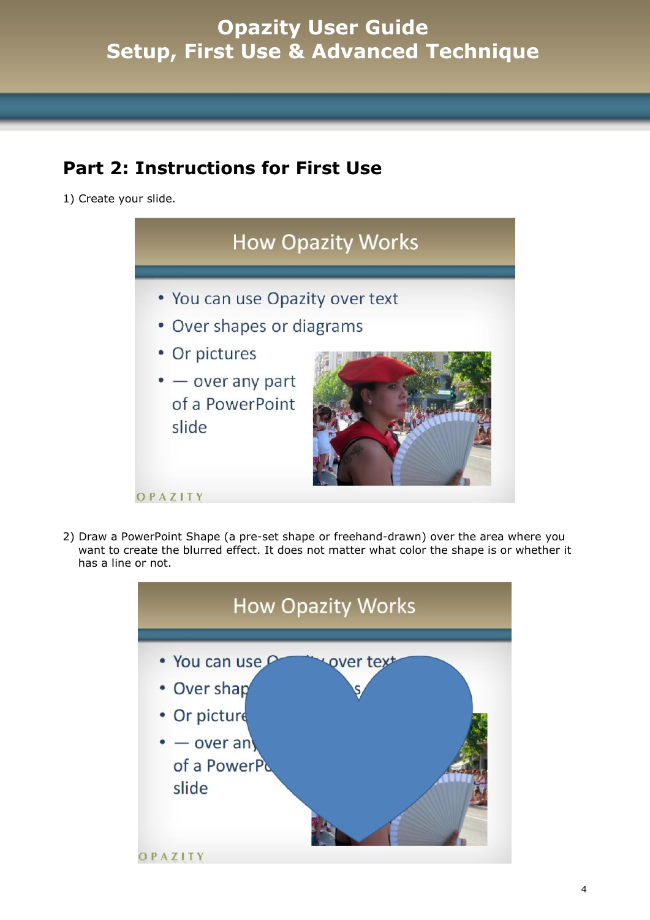## Part 2: Instructions for First Use

1) Create your slide.

2) Draw a PowerPoint Shape (a pre-set shape or freehand-drawn) over the area where you want to create the blurred effect. It does not matter what color the shape is or whether it has a line or not.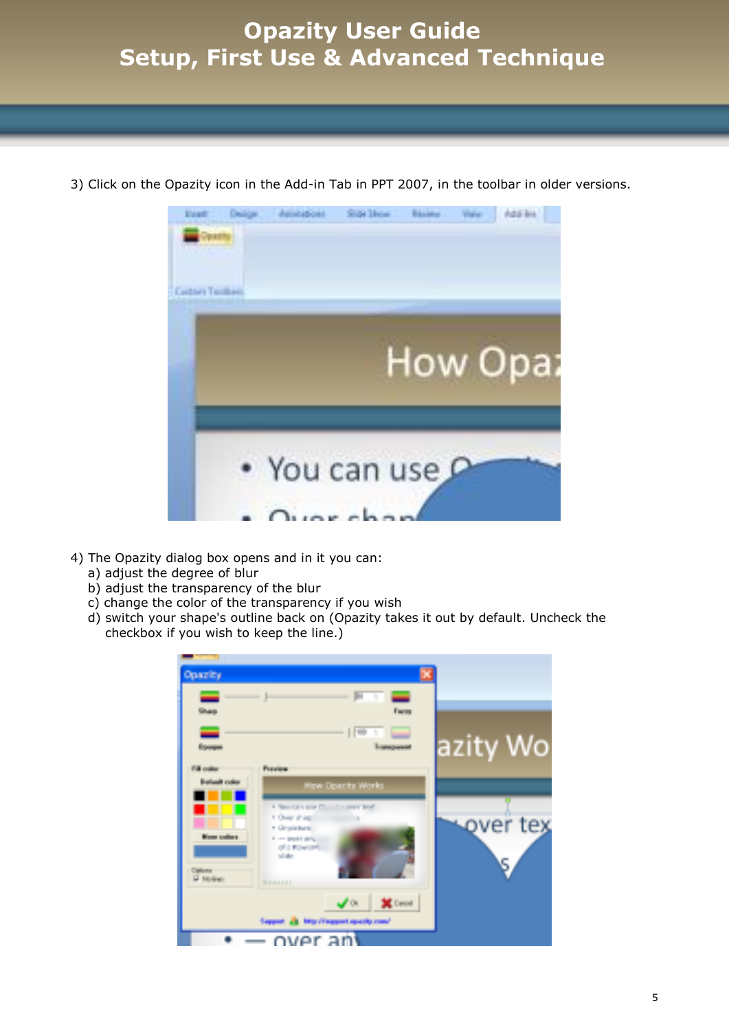3) Click on the Opazity icon in the Add-in Tab in PPT 2007, in the toolbar in older versions.

4) The Opazity dialog box opens and in it you can:
   a) adjust the degree of blur
   b) adjust the transparency of the blur
   c) change the color of the transparency if you wish
   d) switch your shape's outline back on (Opazity takes it out by default. Uncheck the checkbox if you wish to keep the line.)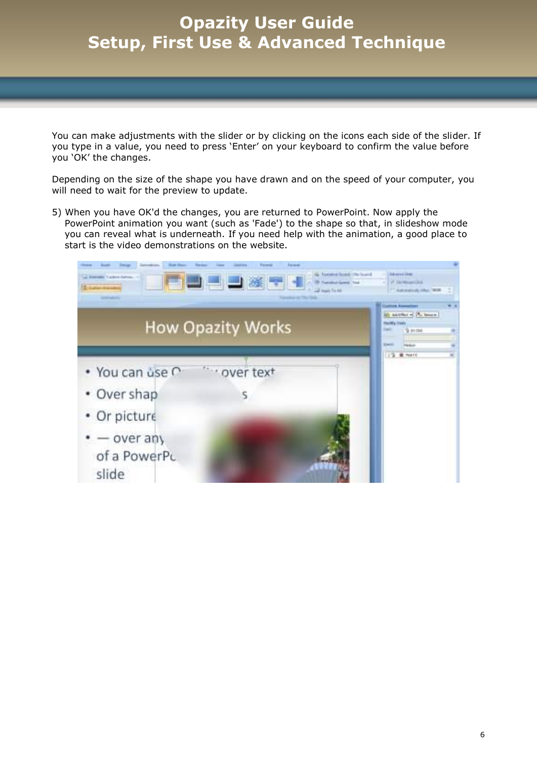You can make adjustments with the slider or by clicking on the icons each side of the slider. If you type in a value, you need to press ‘Enter’ on your keyboard to confirm the value before you ‘OK’ the changes.

Depending on the size of the shape you have drawn and on the speed of your computer, you will need to wait for the preview to update.

5) When you have OK'd the changes, you are returned to PowerPoint. Now apply the PowerPoint animation you want (such as 'Fade') to the shape so that, in slideshow mode you can reveal what is underneath. If you need help with the animation, a good place to start is the video demonstrations on the website.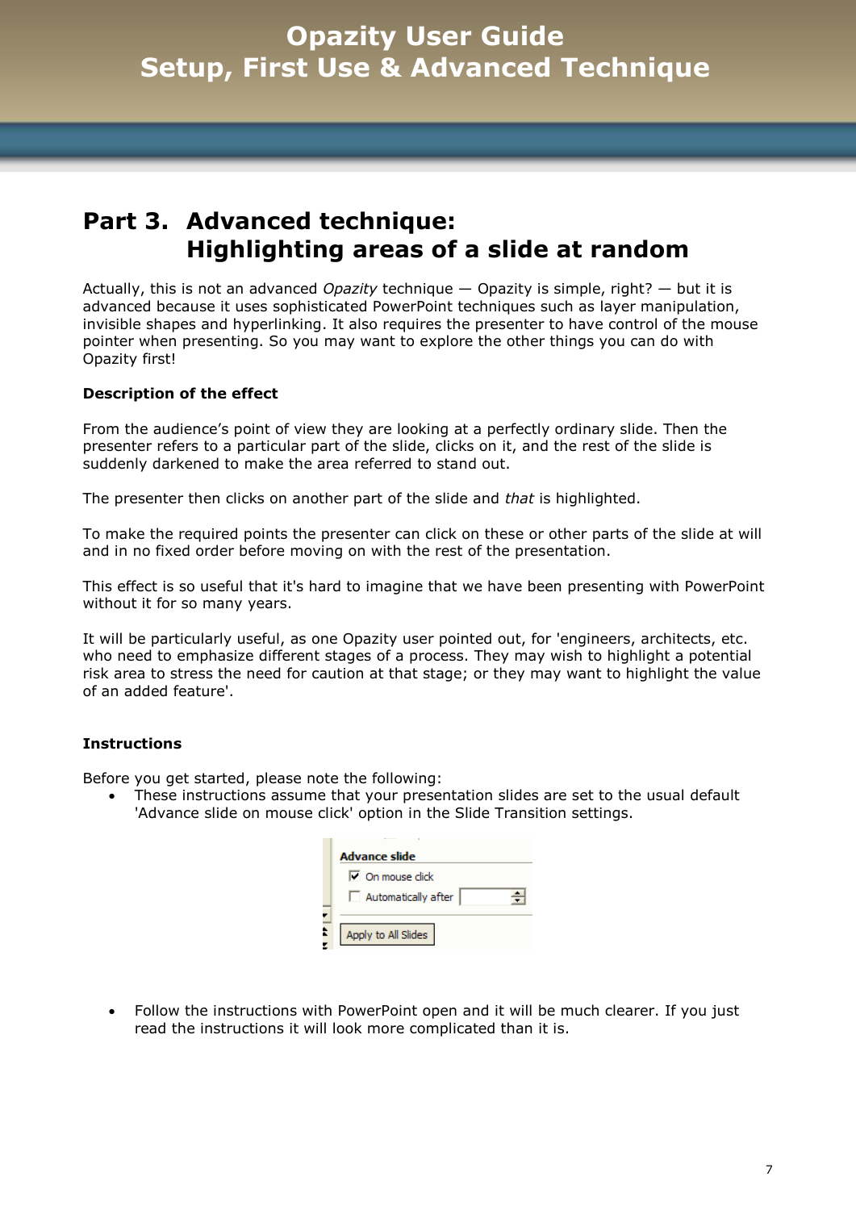## Part 3. Advanced technique: Highlighting areas of a slide at random

Actually, this is not an advanced *Opazity* technique — Opazity is simple, right? — but it is advanced because it uses sophisticated PowerPoint techniques such as layer manipulation, invisible shapes and hyperlinking. It also requires the presenter to have control of the mouse pointer when presenting. So you may want to explore the other things you can do with Opazity first!

**Description of the effect**

From the audience's point of view they are looking at a perfectly ordinary slide. Then the presenter refers to a particular part of the slide, clicks on it, and the rest of the slide is suddenly darkened to make the area referred to stand out.

The presenter then clicks on another part of the slide and *that* is highlighted.

To make the required points the presenter can click on these or other parts of the slide at will and in no fixed order before moving on with the rest of the presentation.

This effect is so useful that it's hard to imagine that we have been presenting with PowerPoint without it for so many years.

It will be particularly useful, as one Opazity user pointed out, for 'engineers, architects, etc. who need to emphasize different stages of a process. They may wish to highlight a potential risk area to stress the need for caution at that stage; or they may want to highlight the value of an added feature'.

**Instructions**

Before you get started, please note the following:

- These instructions assume that your presentation slides are set to the usual default 'Advance slide on mouse click' option in the Slide Transition settings.

- Follow the instructions with PowerPoint open and it will be much clearer. If you just read the instructions it will look more complicated than it is.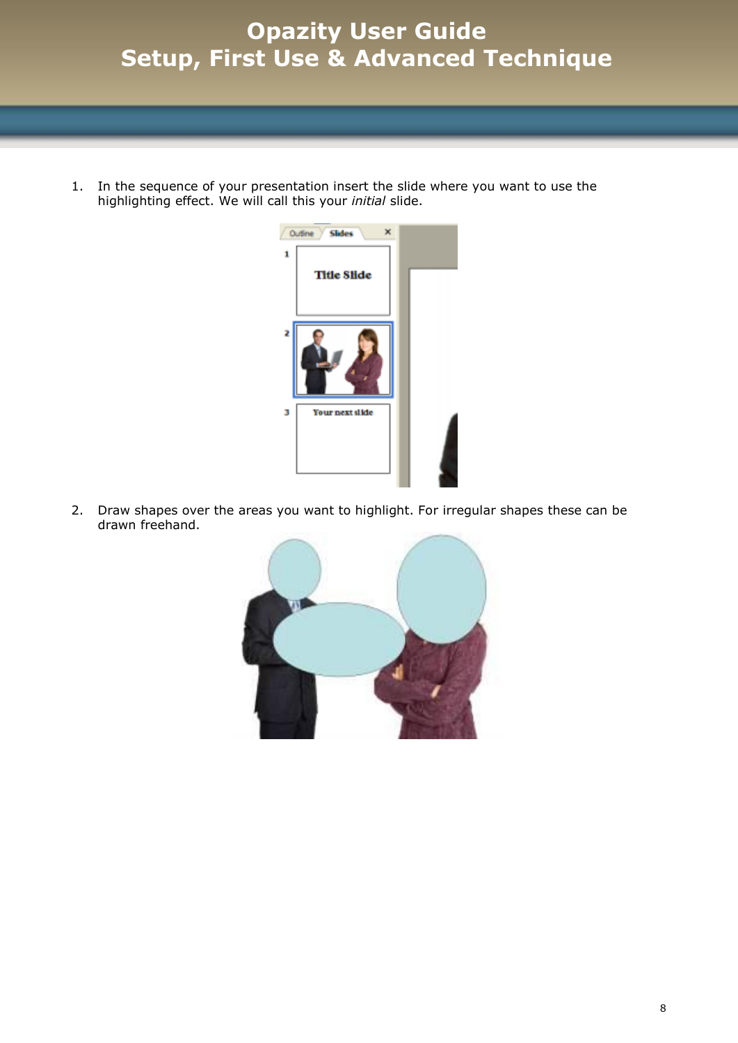1. In the sequence of your presentation insert the slide where you want to use the highlighting effect. We will call this your *initial* slide.

2. Draw shapes over the areas you want to highlight. For irregular shapes these can be drawn freehand.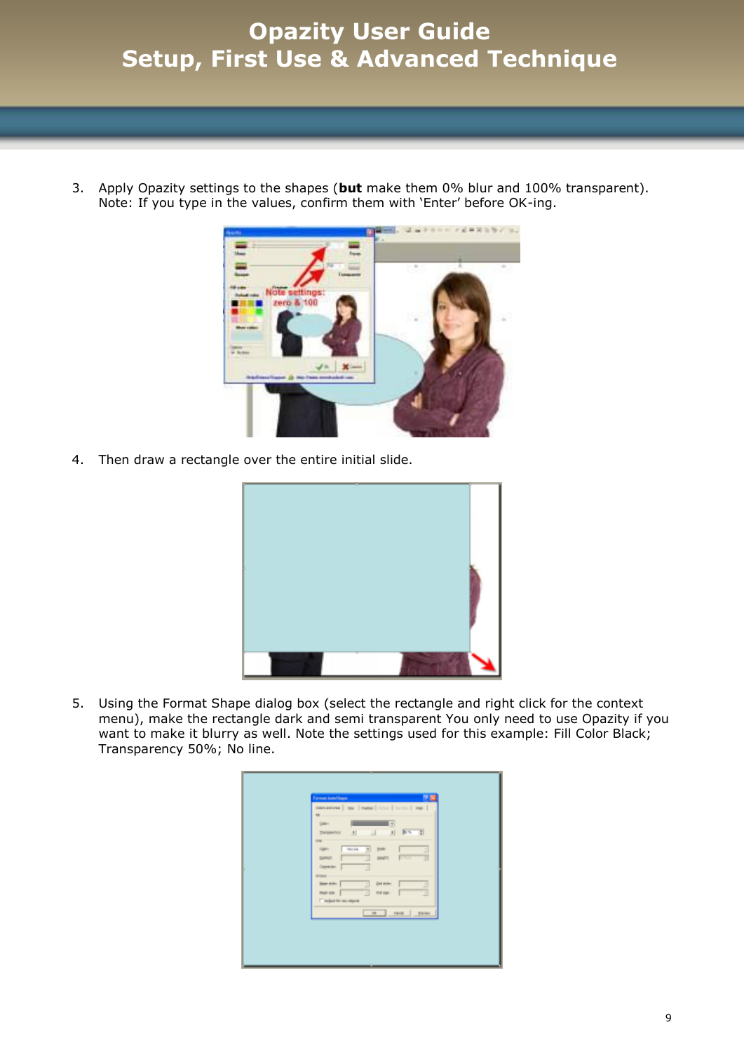3. Apply Opazity settings to the shapes (**but** make them 0% blur and 100% transparent). Note: If you type in the values, confirm them with 'Enter' before OK-ing.

4. Then draw a rectangle over the entire initial slide.

5. Using the Format Shape dialog box (select the rectangle and right click for the context menu), make the rectangle dark and semi transparent You only need to use Opazity if you want to make it blurry as well. Note the settings used for this example: Fill Color Black; Transparency 50%; No line.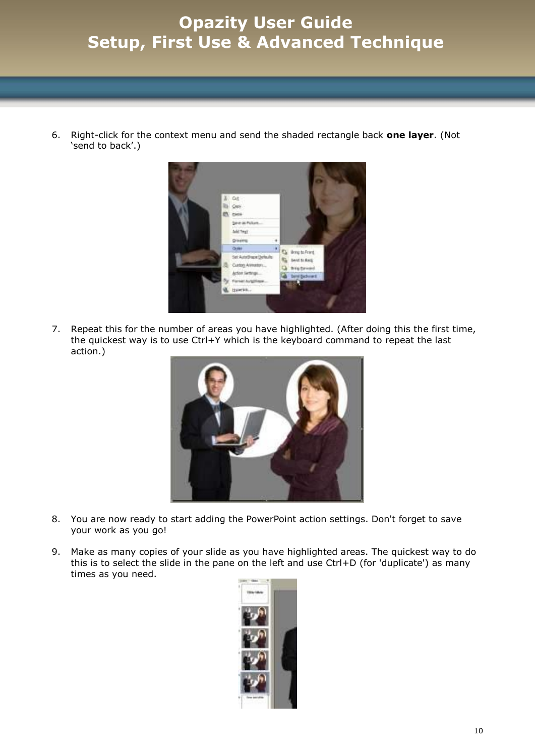6. Right-click for the context menu and send the shaded rectangle back **one layer**. (Not 'send to back'.)

7. Repeat this for the number of areas you have highlighted. (After doing this the first time, the quickest way is to use Ctrl+Y which is the keyboard command to repeat the last action.)

8. You are now ready to start adding the PowerPoint action settings. Don't forget to save your work as you go!

9. Make as many copies of your slide as you have highlighted areas. The quickest way to do this is to select the slide in the pane on the left and use Ctrl+D (for 'duplicate') as many times as you need.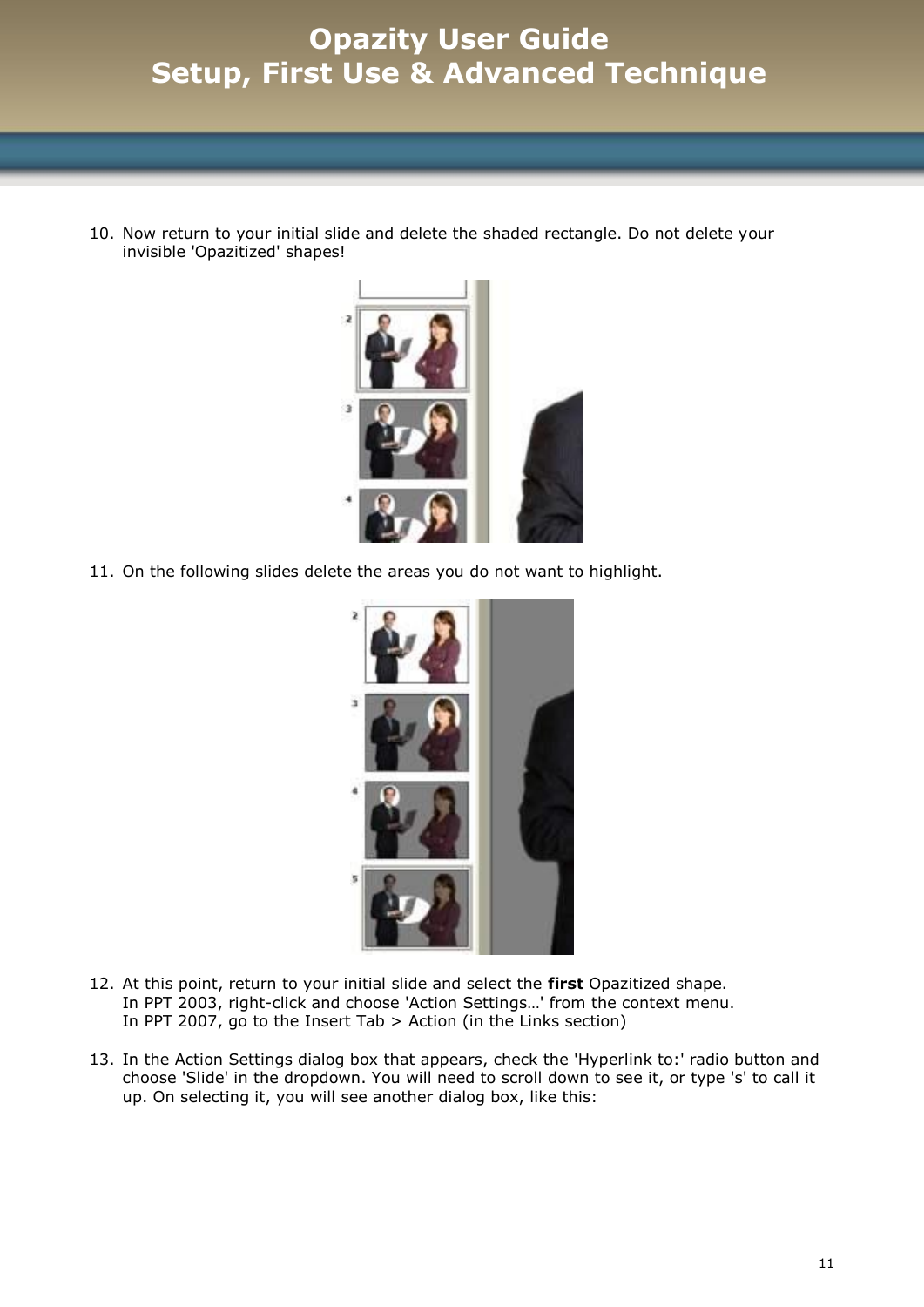10. Now return to your initial slide and delete the shaded rectangle. Do not delete your invisible 'Opazitized' shapes!

11. On the following slides delete the areas you do not want to highlight.

12. At this point, return to your initial slide and select the **first** Opazitized shape.
    In PPT 2003, right-click and choose 'Action Settings…' from the context menu.
    In PPT 2007, go to the Insert Tab > Action (in the Links section)

13. In the Action Settings dialog box that appears, check the 'Hyperlink to:' radio button and choose 'Slide' in the dropdown. You will need to scroll down to see it, or type 's' to call it up. On selecting it, you will see another dialog box, like this: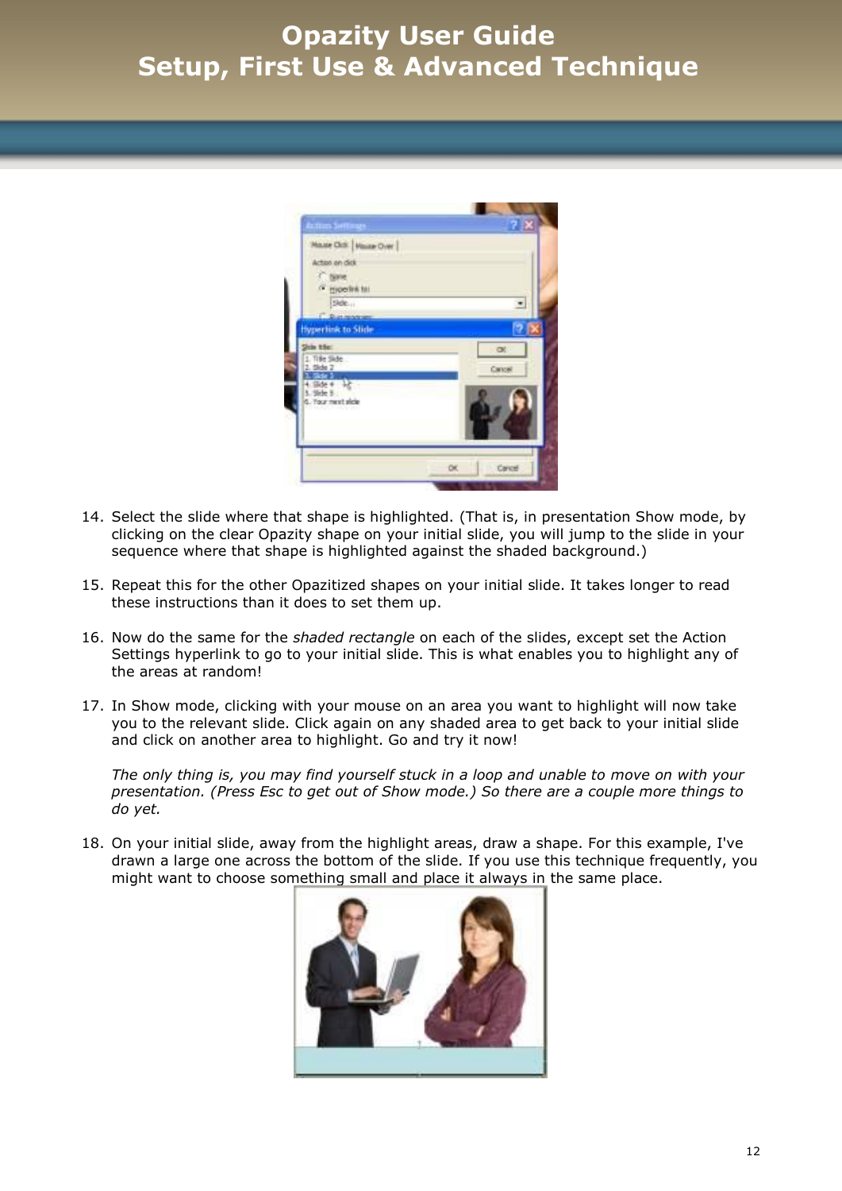14. Select the slide where that shape is highlighted. (That is, in presentation Show mode, by clicking on the clear Opazity shape on your initial slide, you will jump to the slide in your sequence where that shape is highlighted against the shaded background.)

15. Repeat this for the other Opazitized shapes on your initial slide. It takes longer to read these instructions than it does to set them up.

16. Now do the same for the *shaded rectangle* on each of the slides, except set the Action Settings hyperlink to go to your initial slide. This is what enables you to highlight any of the areas at random!

17. In Show mode, clicking with your mouse on an area you want to highlight will now take you to the relevant slide. Click again on any shaded area to get back to your initial slide and click on another area to highlight. Go and try it now!

    *The only thing is, you may find yourself stuck in a loop and unable to move on with your presentation. (Press Esc to get out of Show mode.) So there are a couple more things to do yet.*

18. On your initial slide, away from the highlight areas, draw a shape. For this example, I've drawn a large one across the bottom of the slide. If you use this technique frequently, you might want to choose something small and place it always in the same place.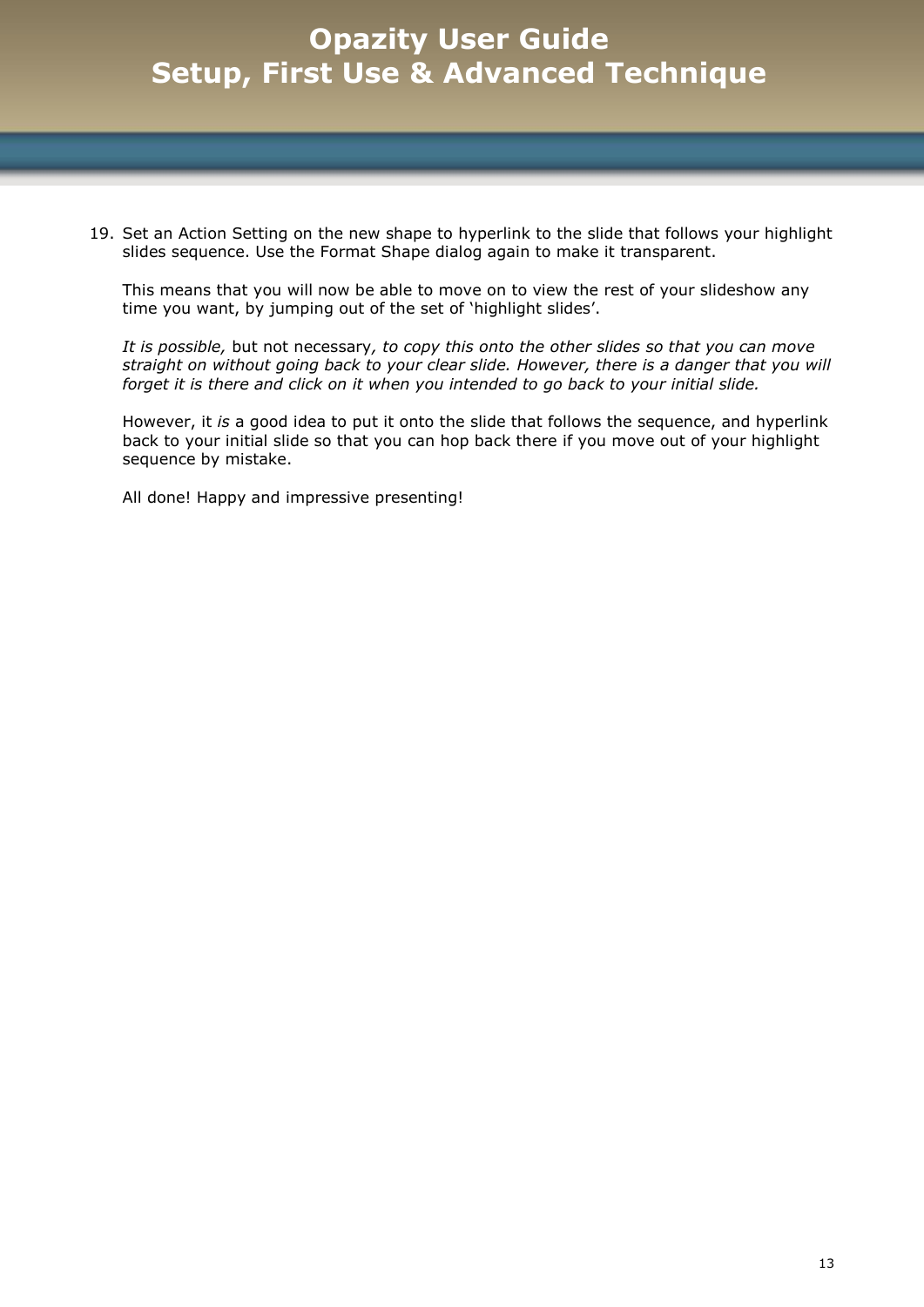19. Set an Action Setting on the new shape to hyperlink to the slide that follows your highlight slides sequence. Use the Format Shape dialog again to make it transparent.

    This means that you will now be able to move on to view the rest of your slideshow any time you want, by jumping out of the set of 'highlight slides'.

    *It is possible,* but not necessary*, to copy this onto the other slides so that you can move straight on without going back to your clear slide. However, there is a danger that you will forget it is there and click on it when you intended to go back to your initial slide.*

    However, it *is* a good idea to put it onto the slide that follows the sequence, and hyperlink back to your initial slide so that you can hop back there if you move out of your highlight sequence by mistake.

    All done! Happy and impressive presenting!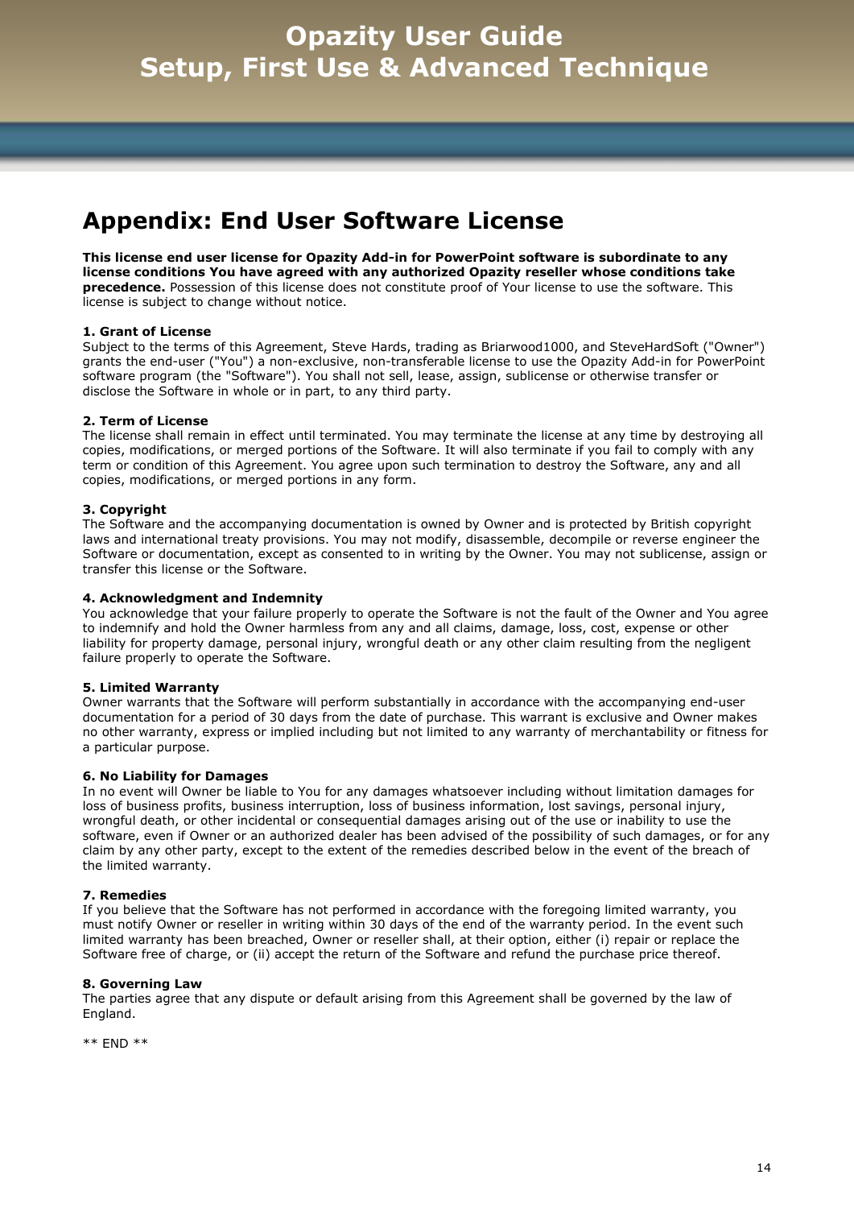# Appendix: End User Software License

**This license end user license for Opazity Add-in for PowerPoint software is subordinate to any license conditions You have agreed with any authorized Opazity reseller whose conditions take precedence.** Possession of this license does not constitute proof of Your license to use the software. This license is subject to change without notice.

**1. Grant of License**
Subject to the terms of this Agreement, Steve Hards, trading as Briarwood1000, and SteveHardSoft ("Owner") grants the end-user ("You") a non-exclusive, non-transferable license to use the Opazity Add-in for PowerPoint software program (the "Software"). You shall not sell, lease, assign, sublicense or otherwise transfer or disclose the Software in whole or in part, to any third party.

**2. Term of License**
The license shall remain in effect until terminated. You may terminate the license at any time by destroying all copies, modifications, or merged portions of the Software. It will also terminate if you fail to comply with any term or condition of this Agreement. You agree upon such termination to destroy the Software, any and all copies, modifications, or merged portions in any form.

**3. Copyright**
The Software and the accompanying documentation is owned by Owner and is protected by British copyright laws and international treaty provisions. You may not modify, disassemble, decompile or reverse engineer the Software or documentation, except as consented to in writing by the Owner. You may not sublicense, assign or transfer this license or the Software.

**4. Acknowledgment and Indemnity**
You acknowledge that your failure properly to operate the Software is not the fault of the Owner and You agree to indemnify and hold the Owner harmless from any and all claims, damage, loss, cost, expense or other liability for property damage, personal injury, wrongful death or any other claim resulting from the negligent failure properly to operate the Software.

**5. Limited Warranty**
Owner warrants that the Software will perform substantially in accordance with the accompanying end-user documentation for a period of 30 days from the date of purchase. This warrant is exclusive and Owner makes no other warranty, express or implied including but not limited to any warranty of merchantability or fitness for a particular purpose.

**6. No Liability for Damages**
In no event will Owner be liable to You for any damages whatsoever including without limitation damages for loss of business profits, business interruption, loss of business information, lost savings, personal injury, wrongful death, or other incidental or consequential damages arising out of the use or inability to use the software, even if Owner or an authorized dealer has been advised of the possibility of such damages, or for any claim by any other party, except to the extent of the remedies described below in the event of the breach of the limited warranty.

**7. Remedies**
If you believe that the Software has not performed in accordance with the foregoing limited warranty, you must notify Owner or reseller in writing within 30 days of the end of the warranty period. In the event such limited warranty has been breached, Owner or reseller shall, at their option, either (i) repair or replace the Software free of charge, or (ii) accept the return of the Software and refund the purchase price thereof.

**8. Governing Law**
The parties agree that any dispute or default arising from this Agreement shall be governed by the law of England.

** END **